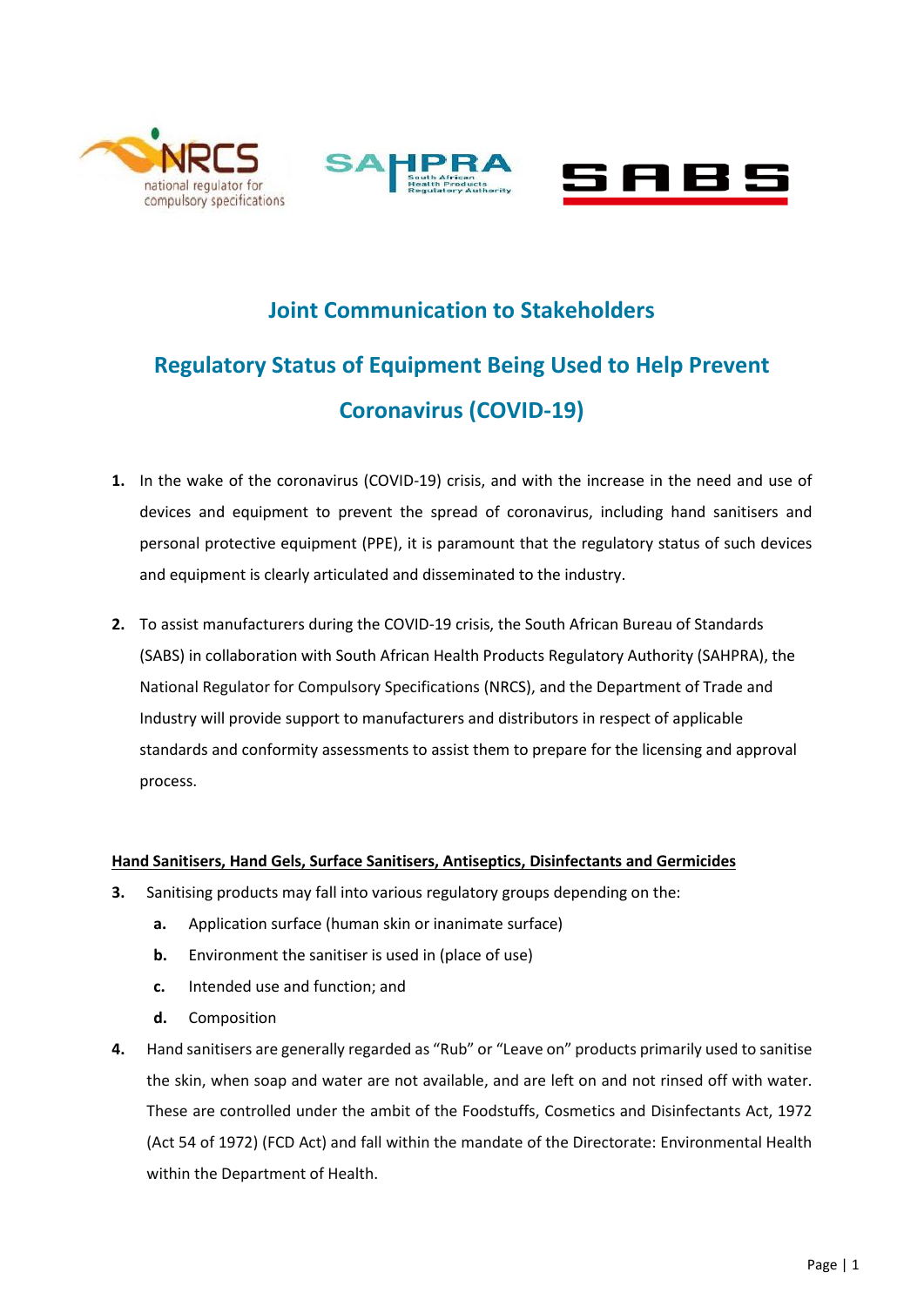# Joint Communication to Stakeholders

## Regulatory Status of Equipment Being Used to Help Prevent Coronavirus (COVID-19)

1. In the wake of the coronavirus (COVID-19) crisis, and with the increase in the need and use of devices and equipment to prevent the spread of coronavirus, including hand sanitisers and personal protective equipment (PPE), it is paramount that the regulatory status of such devices and equipment is clearly articulated and disseminated to the industry.

2. To assist manufacturers during the COVID-19 crisis, the South African Bureau of Standards (SABS) in collaboration with South African Health Products Regulatory Authority (SAHPRA), the National Regulator for Compulsory Specifications (NRCS), and the Department of Trade and Industry will provide support to manufacturers and distributors in respect of applicable standards and conformity assessments to assist them to prepare for the licensing and approval process.

### Hand Sanitisers, Hand Gels, Surface Sanitisers, Antiseptics, Disinfectants and Germicides

3. Sanitising products may fall into various regulatory groups depending on the:
   a. Application surface (human skin or inanimate surface)
   b. Environment the sanitiser is used in (place of use)
   c. Intended use and function; and
   d. Composition

4. Hand sanitisers are generally regarded as "Rub" or "Leave on" products primarily used to sanitise the skin, when soap and water are not available, and are left on and not rinsed off with water. These are controlled under the ambit of the Foodstuffs, Cosmetics and Disinfectants Act, 1972 (Act 54 of 1972) (FCD Act) and fall within the mandate of the Directorate: Environmental Health within the Department of Health.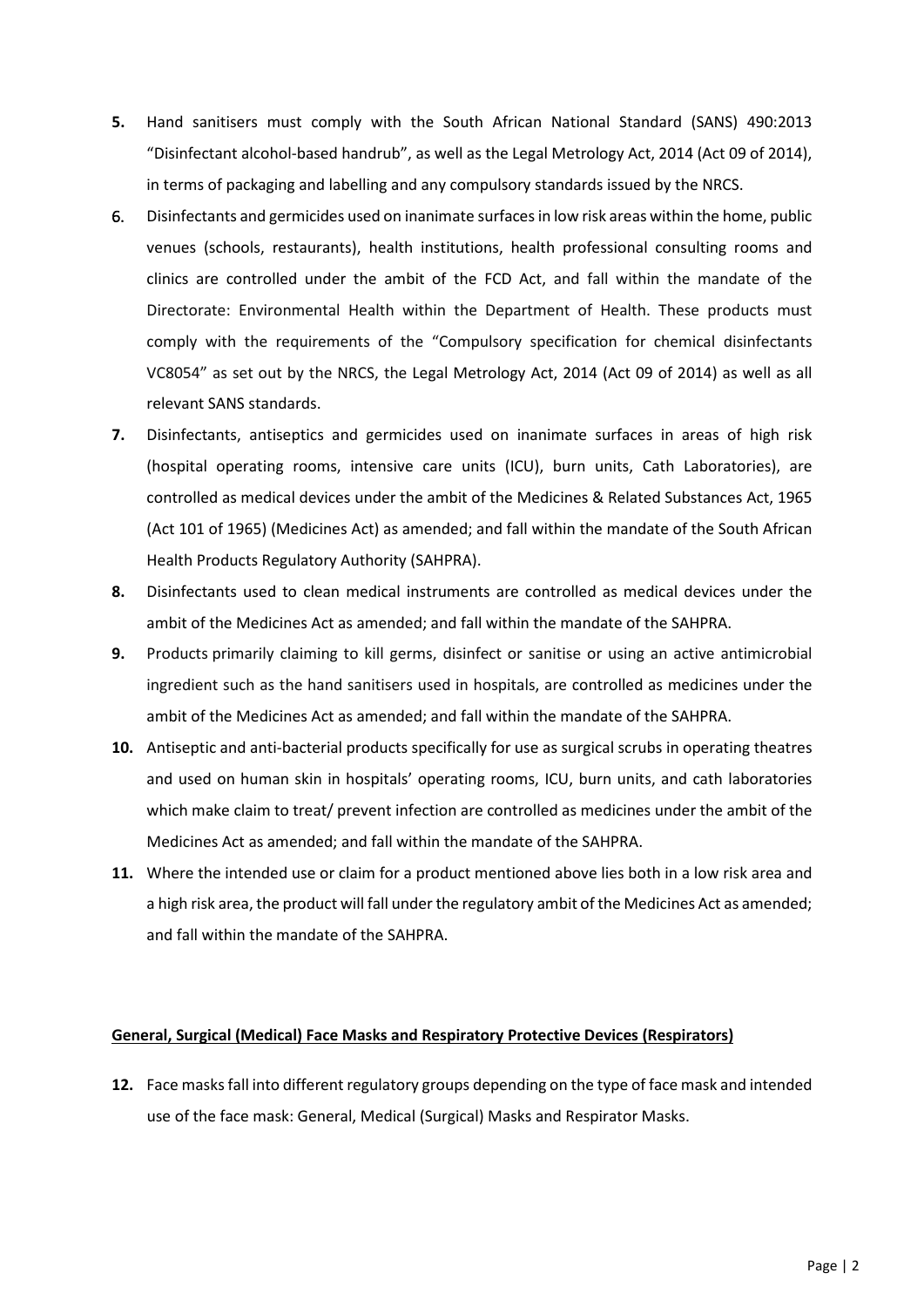5. Hand sanitisers must comply with the South African National Standard (SANS) 490:2013 "Disinfectant alcohol-based handrub", as well as the Legal Metrology Act, 2014 (Act 09 of 2014), in terms of packaging and labelling and any compulsory standards issued by the NRCS.
6. Disinfectants and germicides used on inanimate surfaces in low risk areas within the home, public venues (schools, restaurants), health institutions, health professional consulting rooms and clinics are controlled under the ambit of the FCD Act, and fall within the mandate of the Directorate: Environmental Health within the Department of Health. These products must comply with the requirements of the "Compulsory specification for chemical disinfectants VC8054" as set out by the NRCS, the Legal Metrology Act, 2014 (Act 09 of 2014) as well as all relevant SANS standards.
7. Disinfectants, antiseptics and germicides used on inanimate surfaces in areas of high risk (hospital operating rooms, intensive care units (ICU), burn units, Cath Laboratories), are controlled as medical devices under the ambit of the Medicines & Related Substances Act, 1965 (Act 101 of 1965) (Medicines Act) as amended; and fall within the mandate of the South African Health Products Regulatory Authority (SAHPRA).
8. Disinfectants used to clean medical instruments are controlled as medical devices under the ambit of the Medicines Act as amended; and fall within the mandate of the SAHPRA.
9. Products primarily claiming to kill germs, disinfect or sanitise or using an active antimicrobial ingredient such as the hand sanitisers used in hospitals, are controlled as medicines under the ambit of the Medicines Act as amended; and fall within the mandate of the SAHPRA.
10. Antiseptic and anti-bacterial products specifically for use as surgical scrubs in operating theatres and used on human skin in hospitals' operating rooms, ICU, burn units, and cath laboratories which make claim to treat/ prevent infection are controlled as medicines under the ambit of the Medicines Act as amended; and fall within the mandate of the SAHPRA.
11. Where the intended use or claim for a product mentioned above lies both in a low risk area and a high risk area, the product will fall under the regulatory ambit of the Medicines Act as amended; and fall within the mandate of the SAHPRA.

## General, Surgical (Medical) Face Masks and Respiratory Protective Devices (Respirators)

12. Face masks fall into different regulatory groups depending on the type of face mask and intended use of the face mask: General, Medical (Surgical) Masks and Respirator Masks.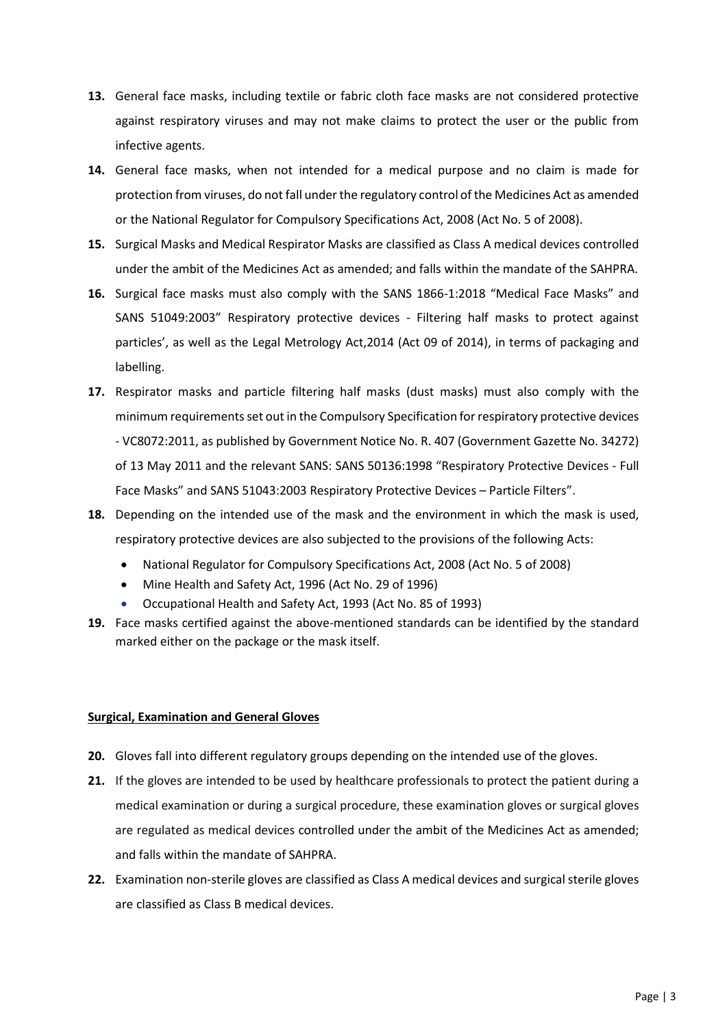**13.** General face masks, including textile or fabric cloth face masks are not considered protective against respiratory viruses and may not make claims to protect the user or the public from infective agents.

**14.** General face masks, when not intended for a medical purpose and no claim is made for protection from viruses, do not fall under the regulatory control of the Medicines Act as amended or the National Regulator for Compulsory Specifications Act, 2008 (Act No. 5 of 2008).

**15.** Surgical Masks and Medical Respirator Masks are classified as Class A medical devices controlled under the ambit of the Medicines Act as amended; and falls within the mandate of the SAHPRA.

**16.** Surgical face masks must also comply with the SANS 1866-1:2018 "Medical Face Masks" and SANS 51049:2003" Respiratory protective devices - Filtering half masks to protect against particles', as well as the Legal Metrology Act,2014 (Act 09 of 2014), in terms of packaging and labelling.

**17.** Respirator masks and particle filtering half masks (dust masks) must also comply with the minimum requirements set out in the Compulsory Specification for respiratory protective devices - VC8072:2011, as published by Government Notice No. R. 407 (Government Gazette No. 34272) of 13 May 2011 and the relevant SANS: SANS 50136:1998 "Respiratory Protective Devices - Full Face Masks" and SANS 51043:2003 Respiratory Protective Devices – Particle Filters".

**18.** Depending on the intended use of the mask and the environment in which the mask is used, respiratory protective devices are also subjected to the provisions of the following Acts:

- National Regulator for Compulsory Specifications Act, 2008 (Act No. 5 of 2008)
- Mine Health and Safety Act, 1996 (Act No. 29 of 1996)
- Occupational Health and Safety Act, 1993 (Act No. 85 of 1993)

**19.** Face masks certified against the above-mentioned standards can be identified by the standard marked either on the package or the mask itself.

**Surgical, Examination and General Gloves**

**20.** Gloves fall into different regulatory groups depending on the intended use of the gloves.

**21.** If the gloves are intended to be used by healthcare professionals to protect the patient during a medical examination or during a surgical procedure, these examination gloves or surgical gloves are regulated as medical devices controlled under the ambit of the Medicines Act as amended; and falls within the mandate of SAHPRA.

**22.** Examination non-sterile gloves are classified as Class A medical devices and surgical sterile gloves are classified as Class B medical devices.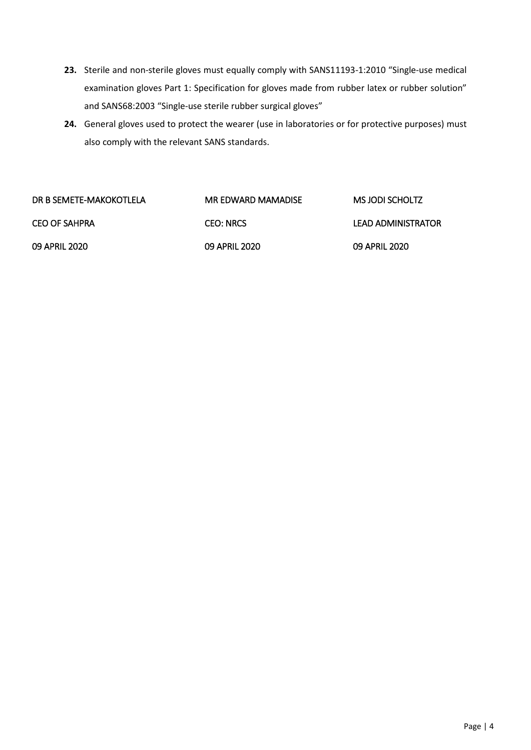23. Sterile and non-sterile gloves must equally comply with SANS11193-1:2010 "Single-use medical examination gloves Part 1: Specification for gloves made from rubber latex or rubber solution" and SANS68:2003 "Single-use sterile rubber surgical gloves"

24. General gloves used to protect the wearer (use in laboratories or for protective purposes) must also comply with the relevant SANS standards.

| | | |
|---|---|---|
| DR B SEMETE-MAKOKOTLELA | MR EDWARD MAMADISE | MS JODI SCHOLTZ |
| CEO OF SAHPRA | CEO: NRCS | LEAD ADMINISTRATOR |
| 09 APRIL 2020 | 09 APRIL 2020 | 09 APRIL 2020 |